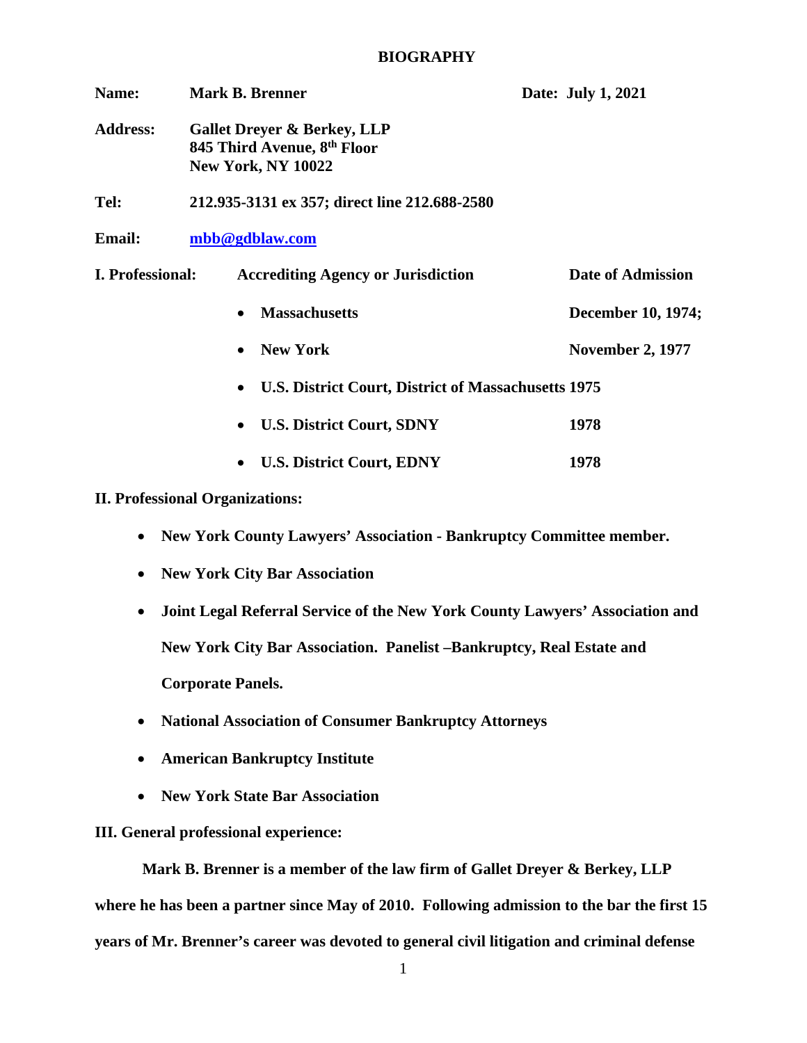# BIOGRAPHY

**Name:** Mark B. Brenner **Date:** July 1, 2021

**Address:** Gallet Dreyer & Berkey, LLP
845 Third Avenue, 8th Floor
New York, NY 10022

**Tel:** 212.935-3131 ex 357; direct line 212.688-2580

**Email:** mbb@gdblaw.com

**I. Professional:**

| Accrediting Agency or Jurisdiction | Date of Admission |
|---|---|
| Massachusetts | December 10, 1974; |
| New York | November 2, 1977 |
| U.S. District Court, District of Massachusetts | 1975 |
| U.S. District Court, SDNY | 1978 |
| U.S. District Court, EDNY | 1978 |

**II. Professional Organizations:**

- New York County Lawyers' Association - Bankruptcy Committee member.
- New York City Bar Association
- Joint Legal Referral Service of the New York County Lawyers' Association and New York City Bar Association. Panelist –Bankruptcy, Real Estate and Corporate Panels.
- National Association of Consumer Bankruptcy Attorneys
- American Bankruptcy Institute
- New York State Bar Association

**III. General professional experience:**

Mark B. Brenner is a member of the law firm of Gallet Dreyer & Berkey, LLP where he has been a partner since May of 2010. Following admission to the bar the first 15 years of Mr. Brenner's career was devoted to general civil litigation and criminal defense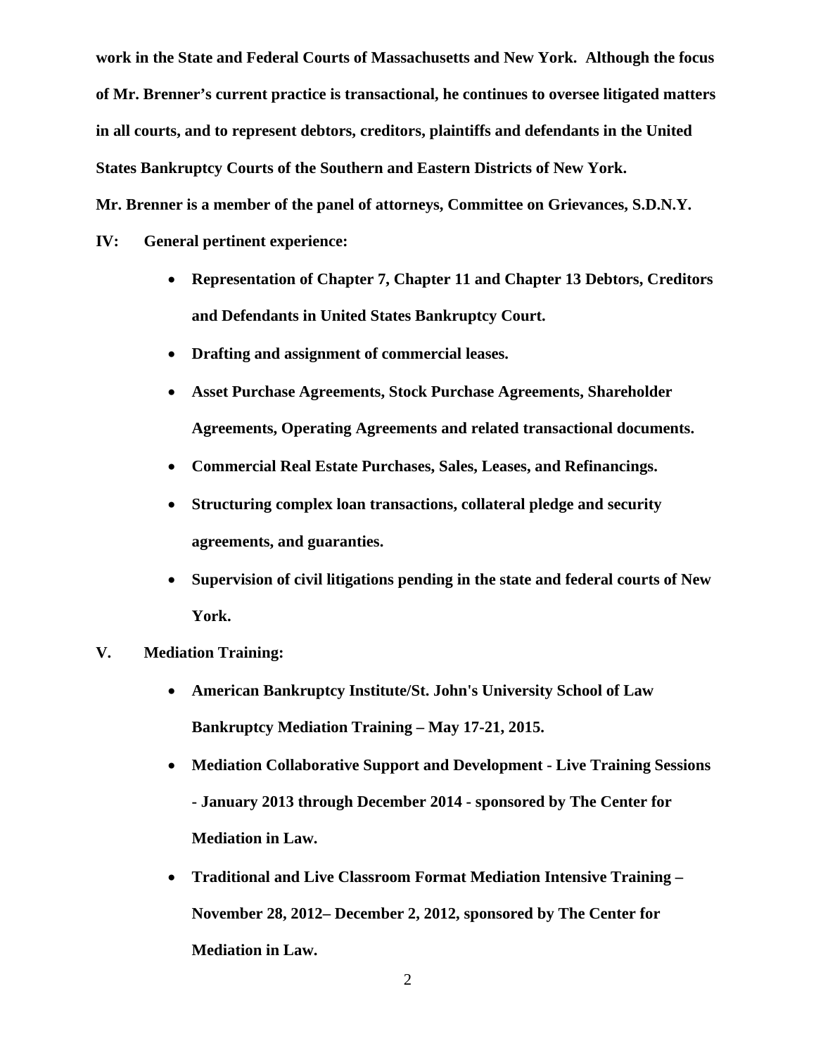**work in the State and Federal Courts of Massachusetts and New York. Although the focus of Mr. Brenner's current practice is transactional, he continues to oversee litigated matters in all courts, and to represent debtors, creditors, plaintiffs and defendants in the United States Bankruptcy Courts of the Southern and Eastern Districts of New York.**

**Mr. Brenner is a member of the panel of attorneys, Committee on Grievances, S.D.N.Y.**

**IV: General pertinent experience:**

- **Representation of Chapter 7, Chapter 11 and Chapter 13 Debtors, Creditors and Defendants in United States Bankruptcy Court.**
- **Drafting and assignment of commercial leases.**
- **Asset Purchase Agreements, Stock Purchase Agreements, Shareholder Agreements, Operating Agreements and related transactional documents.**
- **Commercial Real Estate Purchases, Sales, Leases, and Refinancings.**
- **Structuring complex loan transactions, collateral pledge and security agreements, and guaranties.**
- **Supervision of civil litigations pending in the state and federal courts of New York.**

**V. Mediation Training:**

- **American Bankruptcy Institute/St. John's University School of Law Bankruptcy Mediation Training – May 17-21, 2015.**
- **Mediation Collaborative Support and Development - Live Training Sessions - January 2013 through December 2014 - sponsored by The Center for Mediation in Law.**
- **Traditional and Live Classroom Format Mediation Intensive Training – November 28, 2012– December 2, 2012, sponsored by The Center for Mediation in Law.**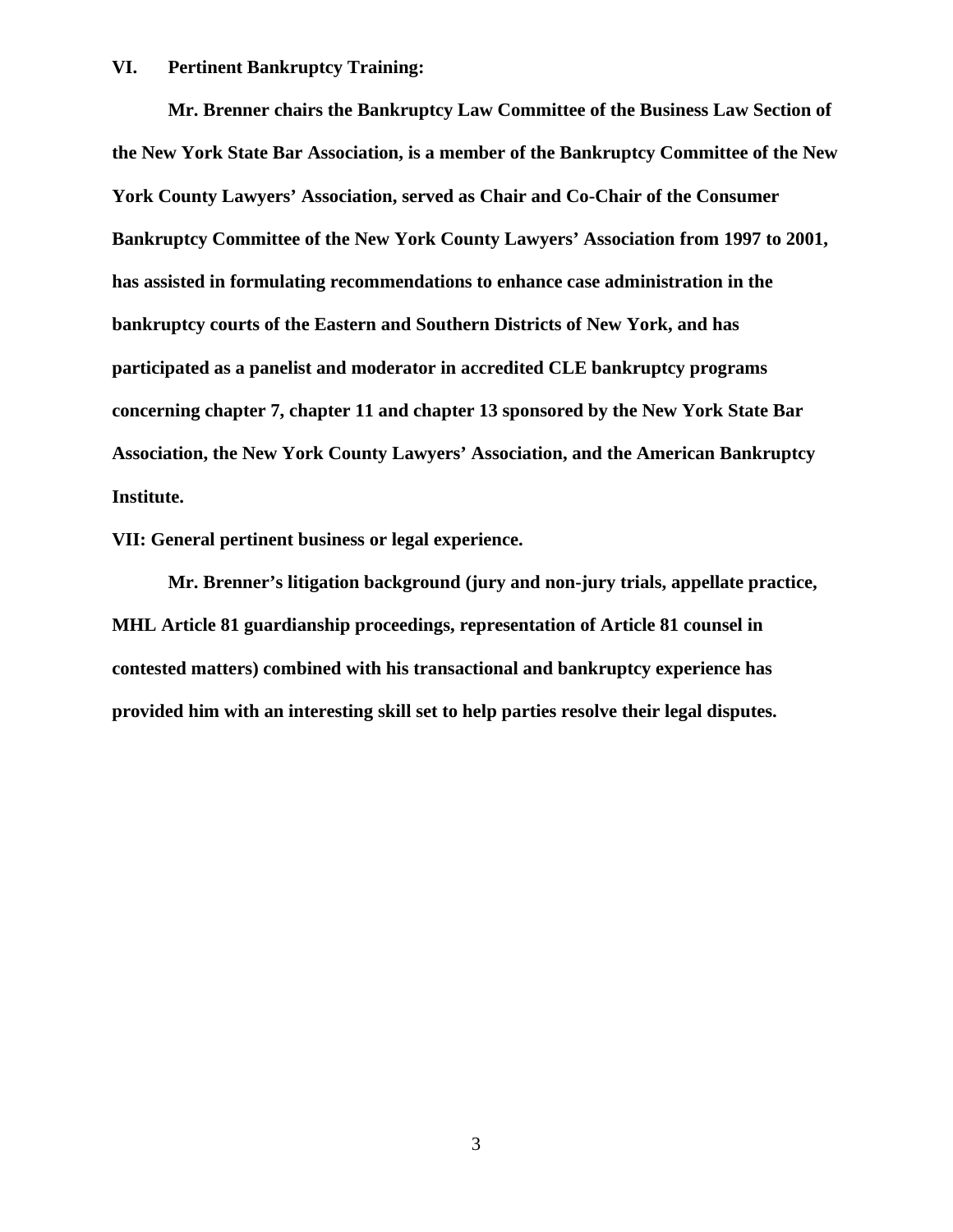**VI. Pertinent Bankruptcy Training:**

**Mr. Brenner chairs the Bankruptcy Law Committee of the Business Law Section of the New York State Bar Association, is a member of the Bankruptcy Committee of the New York County Lawyers' Association, served as Chair and Co-Chair of the Consumer Bankruptcy Committee of the New York County Lawyers' Association from 1997 to 2001, has assisted in formulating recommendations to enhance case administration in the bankruptcy courts of the Eastern and Southern Districts of New York, and has participated as a panelist and moderator in accredited CLE bankruptcy programs concerning chapter 7, chapter 11 and chapter 13 sponsored by the New York State Bar Association, the New York County Lawyers' Association, and the American Bankruptcy Institute.**

**VII: General pertinent business or legal experience.**

**Mr. Brenner's litigation background (jury and non-jury trials, appellate practice, MHL Article 81 guardianship proceedings, representation of Article 81 counsel in contested matters) combined with his transactional and bankruptcy experience has provided him with an interesting skill set to help parties resolve their legal disputes.**